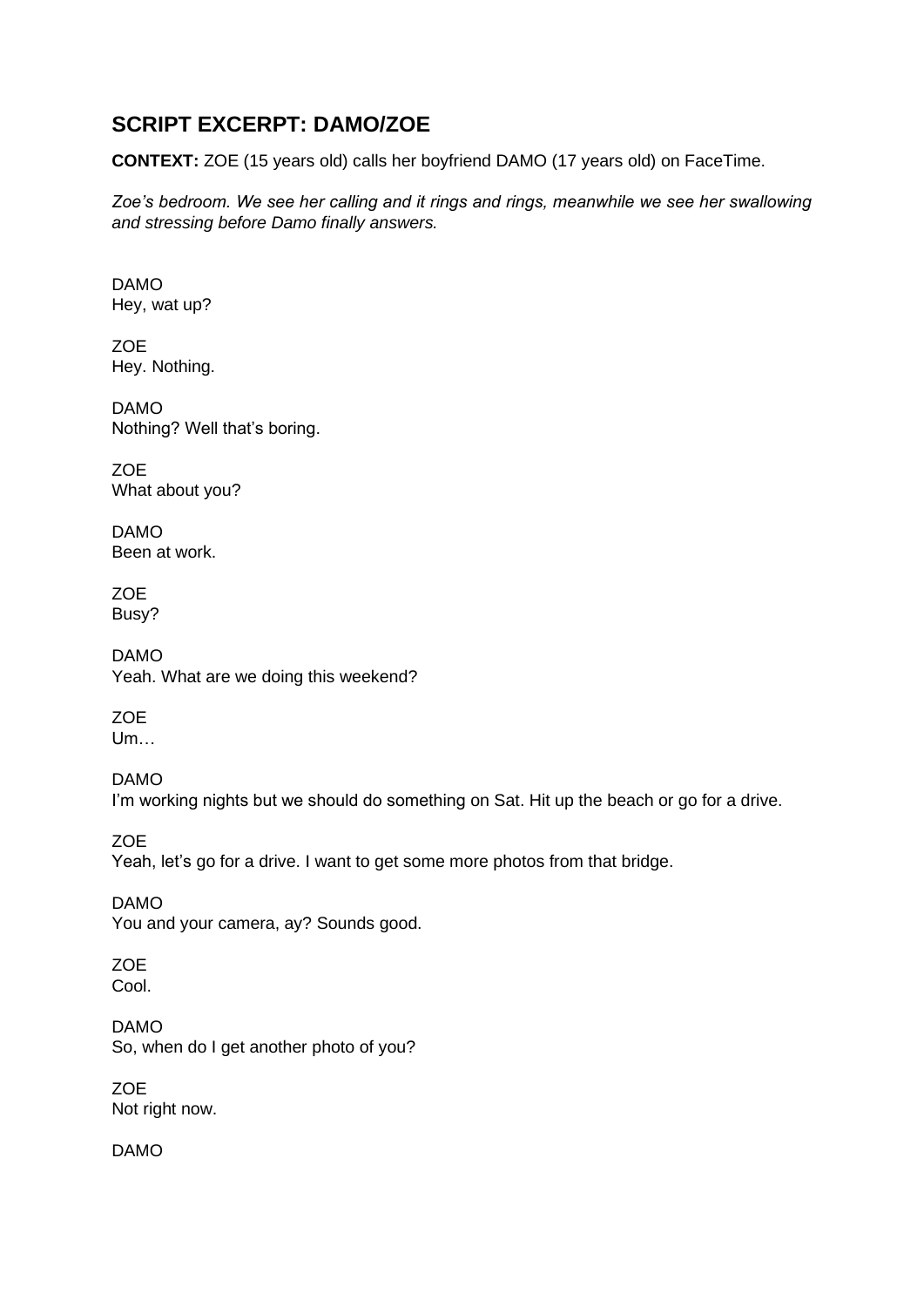## SCRIPT EXCERPT: DAMO/ZOE

**CONTEXT:** ZOE (15 years old) calls her boyfriend DAMO (17 years old) on FaceTime.

*Zoe's bedroom. We see her calling and it rings and rings, meanwhile we see her swallowing and stressing before Damo finally answers.*

DAMO
Hey, wat up?

ZOE
Hey. Nothing.

DAMO
Nothing? Well that's boring.

ZOE
What about you?

DAMO
Been at work.

ZOE
Busy?

DAMO
Yeah. What are we doing this weekend?

ZOE
Um…

DAMO
I'm working nights but we should do something on Sat. Hit up the beach or go for a drive.

ZOE
Yeah, let's go for a drive. I want to get some more photos from that bridge.

DAMO
You and your camera, ay? Sounds good.

ZOE
Cool.

DAMO
So, when do I get another photo of you?

ZOE
Not right now.

DAMO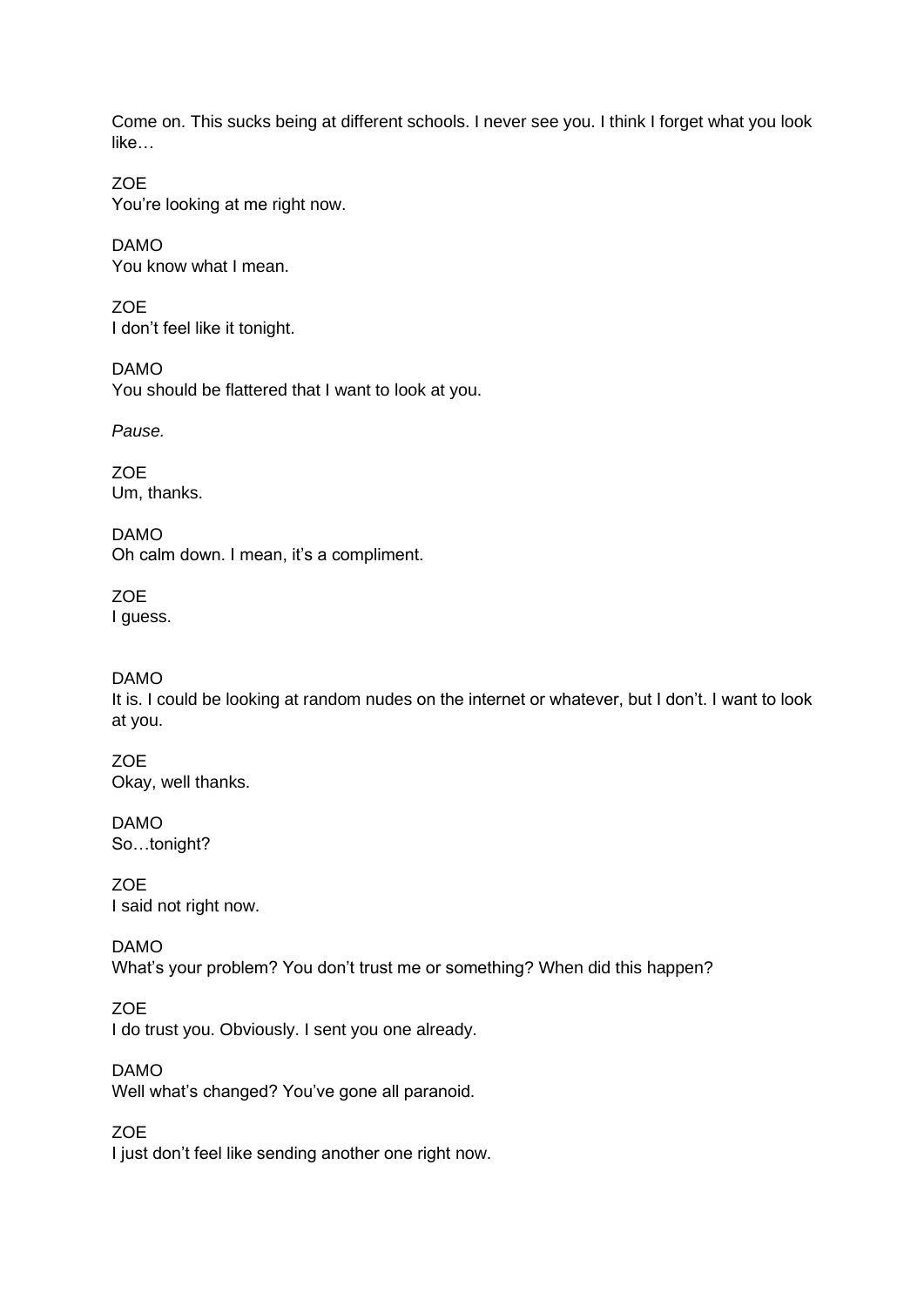Come on. This sucks being at different schools. I never see you. I think I forget what you look like…

ZOE
You're looking at me right now.

DAMO
You know what I mean.

ZOE
I don't feel like it tonight.

DAMO
You should be flattered that I want to look at you.

*Pause.*

ZOE
Um, thanks.

DAMO
Oh calm down. I mean, it's a compliment.

ZOE
I guess.

DAMO
It is. I could be looking at random nudes on the internet or whatever, but I don't. I want to look at you.

ZOE
Okay, well thanks.

DAMO
So…tonight?

ZOE
I said not right now.

DAMO
What's your problem? You don't trust me or something? When did this happen?

ZOE
I do trust you. Obviously. I sent you one already.

DAMO
Well what's changed? You've gone all paranoid.

ZOE
I just don't feel like sending another one right now.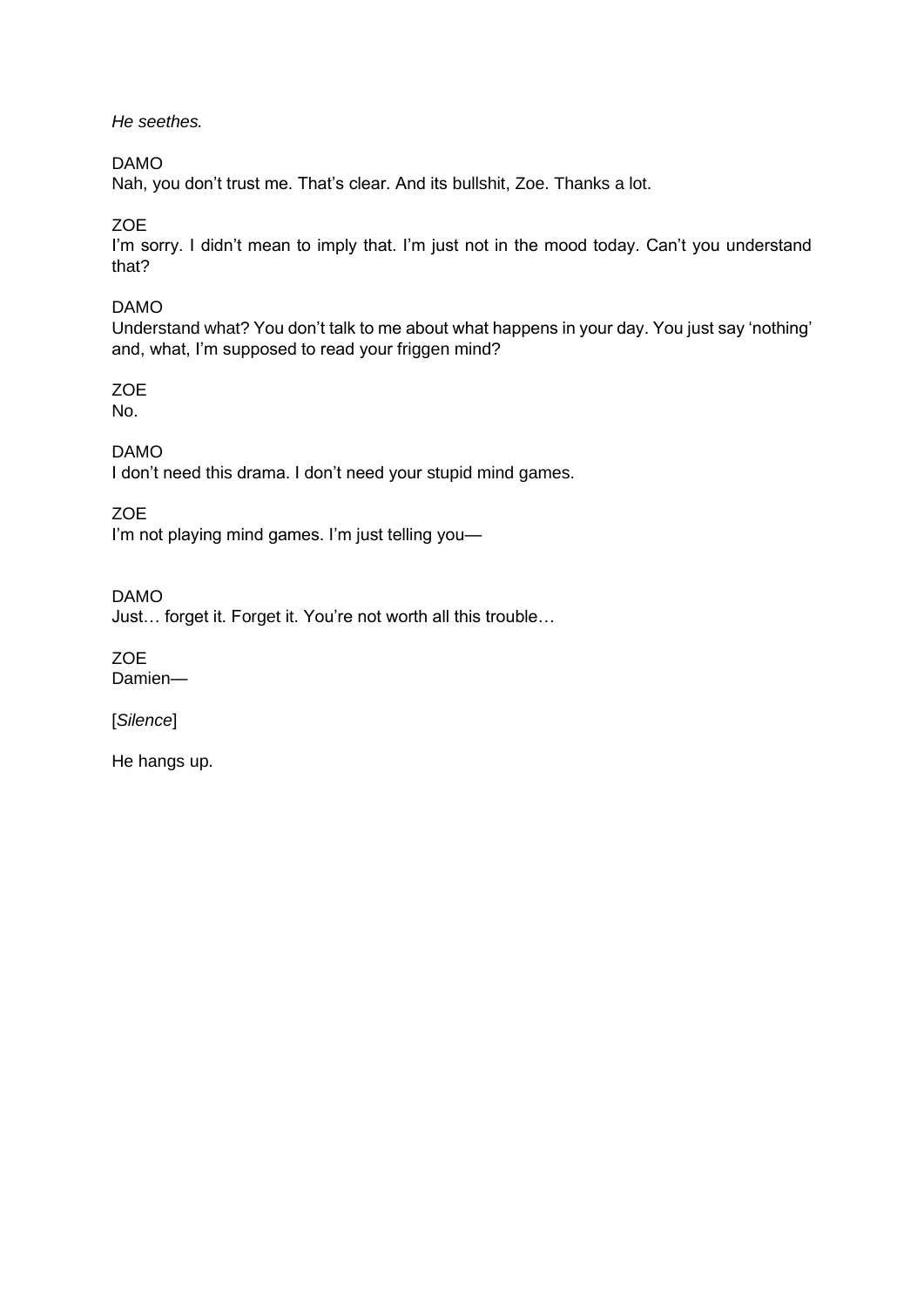*He seethes.*

DAMO
Nah, you don't trust me. That's clear. And its bullshit, Zoe. Thanks a lot.

ZOE
I'm sorry. I didn't mean to imply that. I'm just not in the mood today. Can't you understand that?

DAMO
Understand what? You don't talk to me about what happens in your day. You just say 'nothing' and, what, I'm supposed to read your friggen mind?

ZOE
No.

DAMO
I don't need this drama. I don't need your stupid mind games.

ZOE
I'm not playing mind games. I'm just telling you—

DAMO
Just… forget it. Forget it. You're not worth all this trouble…

ZOE
Damien—

[*Silence*]

He hangs up.